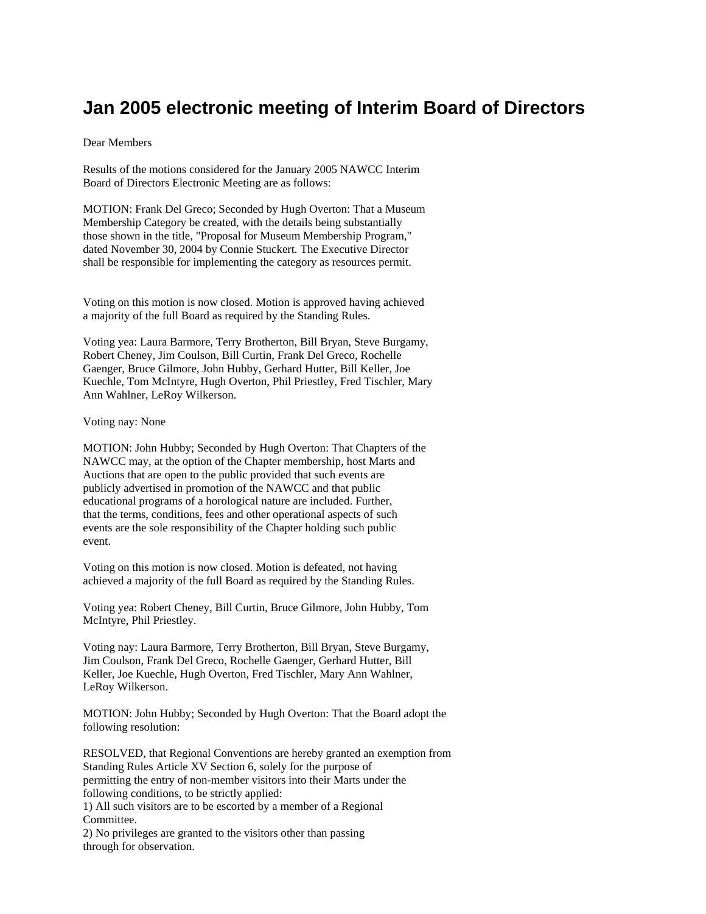# Jan 2005 electronic meeting of Interim Board of Directors

Dear Members

Results of the motions considered for the January 2005 NAWCC Interim Board of Directors Electronic Meeting are as follows:

MOTION: Frank Del Greco; Seconded by Hugh Overton: That a Museum Membership Category be created, with the details being substantially those shown in the title, "Proposal for Museum Membership Program," dated November 30, 2004 by Connie Stuckert. The Executive Director shall be responsible for implementing the category as resources permit.

Voting on this motion is now closed. Motion is approved having achieved a majority of the full Board as required by the Standing Rules.

Voting yea: Laura Barmore, Terry Brotherton, Bill Bryan, Steve Burgamy, Robert Cheney, Jim Coulson, Bill Curtin, Frank Del Greco, Rochelle Gaenger, Bruce Gilmore, John Hubby, Gerhard Hutter, Bill Keller, Joe Kuechle, Tom McIntyre, Hugh Overton, Phil Priestley, Fred Tischler, Mary Ann Wahlner, LeRoy Wilkerson.

Voting nay: None

MOTION: John Hubby; Seconded by Hugh Overton: That Chapters of the NAWCC may, at the option of the Chapter membership, host Marts and Auctions that are open to the public provided that such events are publicly advertised in promotion of the NAWCC and that public educational programs of a horological nature are included. Further, that the terms, conditions, fees and other operational aspects of such events are the sole responsibility of the Chapter holding such public event.

Voting on this motion is now closed. Motion is defeated, not having achieved a majority of the full Board as required by the Standing Rules.

Voting yea: Robert Cheney, Bill Curtin, Bruce Gilmore, John Hubby, Tom McIntyre, Phil Priestley.

Voting nay: Laura Barmore, Terry Brotherton, Bill Bryan, Steve Burgamy, Jim Coulson, Frank Del Greco, Rochelle Gaenger, Gerhard Hutter, Bill Keller, Joe Kuechle, Hugh Overton, Fred Tischler, Mary Ann Wahlner, LeRoy Wilkerson.

MOTION: John Hubby; Seconded by Hugh Overton: That the Board adopt the following resolution:

RESOLVED, that Regional Conventions are hereby granted an exemption from Standing Rules Article XV Section 6, solely for the purpose of permitting the entry of non-member visitors into their Marts under the following conditions, to be strictly applied:

1) All such visitors are to be escorted by a member of a Regional Committee.

2) No privileges are granted to the visitors other than passing through for observation.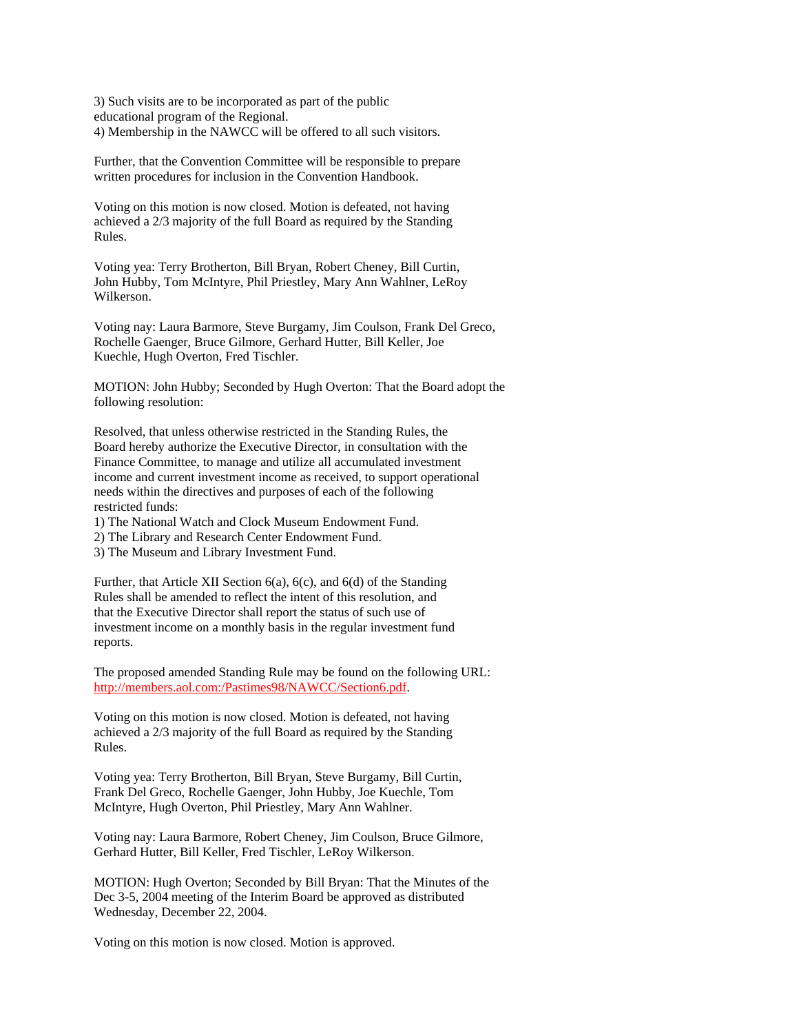3) Such visits are to be incorporated as part of the public educational program of the Regional.
4) Membership in the NAWCC will be offered to all such visitors.

Further, that the Convention Committee will be responsible to prepare written procedures for inclusion in the Convention Handbook.

Voting on this motion is now closed. Motion is defeated, not having achieved a 2/3 majority of the full Board as required by the Standing Rules.

Voting yea: Terry Brotherton, Bill Bryan, Robert Cheney, Bill Curtin, John Hubby, Tom McIntyre, Phil Priestley, Mary Ann Wahlner, LeRoy Wilkerson.

Voting nay: Laura Barmore, Steve Burgamy, Jim Coulson, Frank Del Greco, Rochelle Gaenger, Bruce Gilmore, Gerhard Hutter, Bill Keller, Joe Kuechle, Hugh Overton, Fred Tischler.

MOTION: John Hubby; Seconded by Hugh Overton: That the Board adopt the following resolution:

Resolved, that unless otherwise restricted in the Standing Rules, the Board hereby authorize the Executive Director, in consultation with the Finance Committee, to manage and utilize all accumulated investment income and current investment income as received, to support operational needs within the directives and purposes of each of the following restricted funds:
1) The National Watch and Clock Museum Endowment Fund.
2) The Library and Research Center Endowment Fund.
3) The Museum and Library Investment Fund.

Further, that Article XII Section 6(a), 6(c), and 6(d) of the Standing Rules shall be amended to reflect the intent of this resolution, and that the Executive Director shall report the status of such use of investment income on a monthly basis in the regular investment fund reports.

The proposed amended Standing Rule may be found on the following URL: http://members.aol.com:/Pastimes98/NAWCC/Section6.pdf.

Voting on this motion is now closed. Motion is defeated, not having achieved a 2/3 majority of the full Board as required by the Standing Rules.

Voting yea: Terry Brotherton, Bill Bryan, Steve Burgamy, Bill Curtin, Frank Del Greco, Rochelle Gaenger, John Hubby, Joe Kuechle, Tom McIntyre, Hugh Overton, Phil Priestley, Mary Ann Wahlner.

Voting nay: Laura Barmore, Robert Cheney, Jim Coulson, Bruce Gilmore, Gerhard Hutter, Bill Keller, Fred Tischler, LeRoy Wilkerson.

MOTION: Hugh Overton; Seconded by Bill Bryan: That the Minutes of the Dec 3-5, 2004 meeting of the Interim Board be approved as distributed Wednesday, December 22, 2004.

Voting on this motion is now closed. Motion is approved.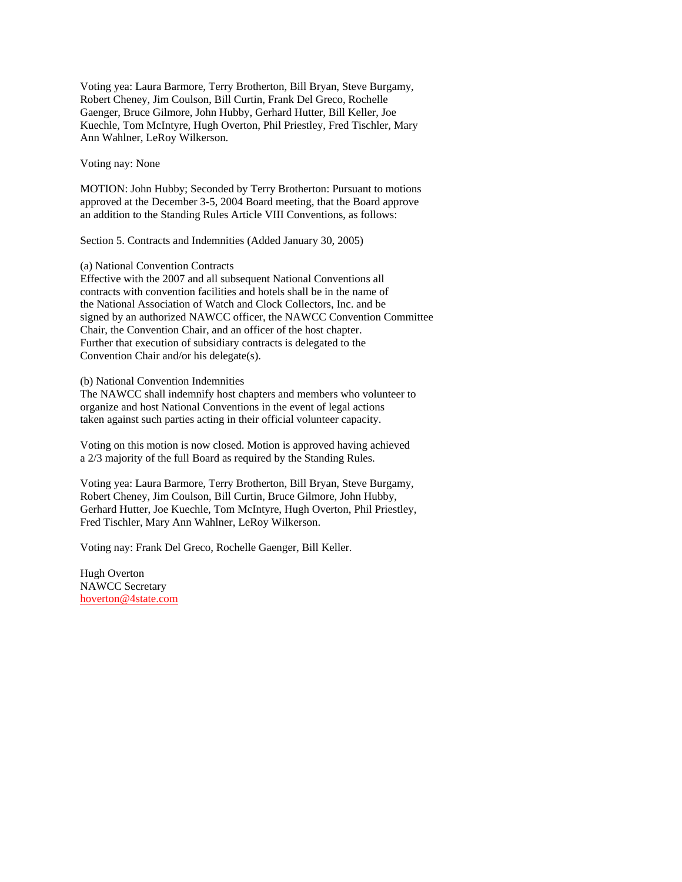Voting yea: Laura Barmore, Terry Brotherton, Bill Bryan, Steve Burgamy, Robert Cheney, Jim Coulson, Bill Curtin, Frank Del Greco, Rochelle Gaenger, Bruce Gilmore, John Hubby, Gerhard Hutter, Bill Keller, Joe Kuechle, Tom McIntyre, Hugh Overton, Phil Priestley, Fred Tischler, Mary Ann Wahlner, LeRoy Wilkerson.

Voting nay: None

MOTION: John Hubby; Seconded by Terry Brotherton: Pursuant to motions approved at the December 3-5, 2004 Board meeting, that the Board approve an addition to the Standing Rules Article VIII Conventions, as follows:

Section 5. Contracts and Indemnities (Added January 30, 2005)

(a) National Convention Contracts
Effective with the 2007 and all subsequent National Conventions all contracts with convention facilities and hotels shall be in the name of the National Association of Watch and Clock Collectors, Inc. and be signed by an authorized NAWCC officer, the NAWCC Convention Committee Chair, the Convention Chair, and an officer of the host chapter. Further that execution of subsidiary contracts is delegated to the Convention Chair and/or his delegate(s).

(b) National Convention Indemnities
The NAWCC shall indemnify host chapters and members who volunteer to organize and host National Conventions in the event of legal actions taken against such parties acting in their official volunteer capacity.

Voting on this motion is now closed. Motion is approved having achieved a 2/3 majority of the full Board as required by the Standing Rules.

Voting yea: Laura Barmore, Terry Brotherton, Bill Bryan, Steve Burgamy, Robert Cheney, Jim Coulson, Bill Curtin, Bruce Gilmore, John Hubby, Gerhard Hutter, Joe Kuechle, Tom McIntyre, Hugh Overton, Phil Priestley, Fred Tischler, Mary Ann Wahlner, LeRoy Wilkerson.

Voting nay: Frank Del Greco, Rochelle Gaenger, Bill Keller.

Hugh Overton
NAWCC Secretary
hoverton@4state.com